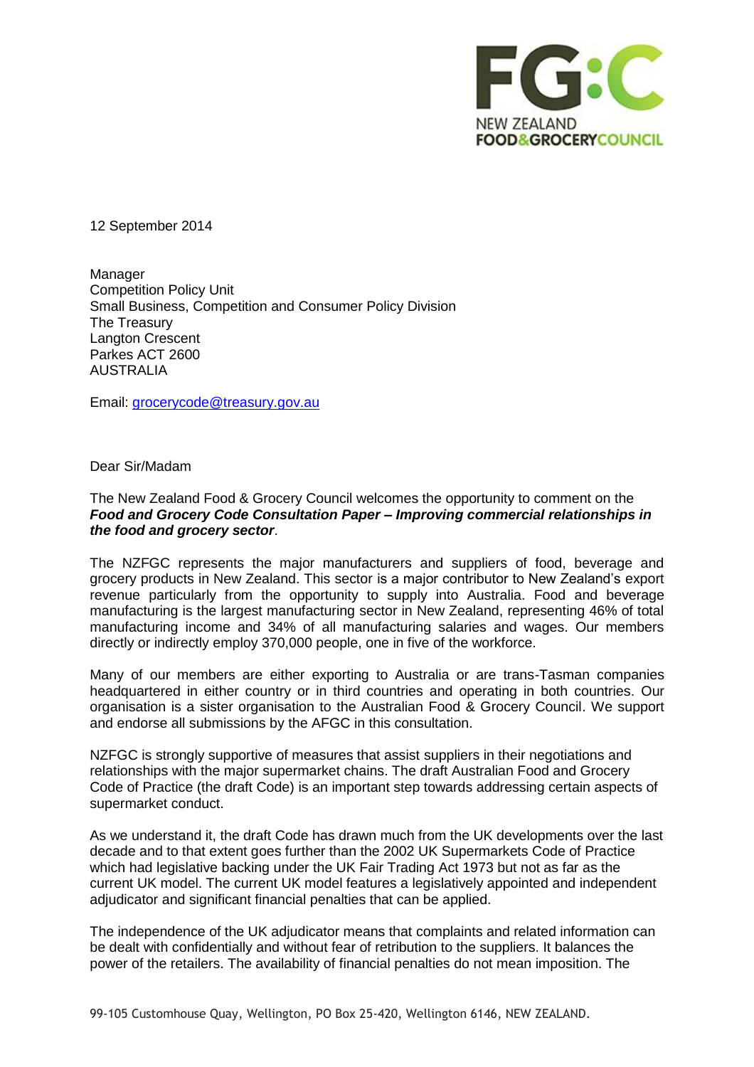FG:C
NEW ZEALAND
FOOD&GROCERYCOUNCIL

12 September 2014

Manager
Competition Policy Unit
Small Business, Competition and Consumer Policy Division
The Treasury
Langton Crescent
Parkes ACT 2600
AUSTRALIA

Email: grocerycode@treasury.gov.au

Dear Sir/Madam

The New Zealand Food & Grocery Council welcomes the opportunity to comment on the ***Food and Grocery Code Consultation Paper – Improving commercial relationships in the food and grocery sector***.

The NZFGC represents the major manufacturers and suppliers of food, beverage and grocery products in New Zealand. This sector is a major contributor to New Zealand's export revenue particularly from the opportunity to supply into Australia. Food and beverage manufacturing is the largest manufacturing sector in New Zealand, representing 46% of total manufacturing income and 34% of all manufacturing salaries and wages. Our members directly or indirectly employ 370,000 people, one in five of the workforce.

Many of our members are either exporting to Australia or are trans-Tasman companies headquartered in either country or in third countries and operating in both countries. Our organisation is a sister organisation to the Australian Food & Grocery Council. We support and endorse all submissions by the AFGC in this consultation.

NZFGC is strongly supportive of measures that assist suppliers in their negotiations and relationships with the major supermarket chains. The draft Australian Food and Grocery Code of Practice (the draft Code) is an important step towards addressing certain aspects of supermarket conduct.

As we understand it, the draft Code has drawn much from the UK developments over the last decade and to that extent goes further than the 2002 UK Supermarkets Code of Practice which had legislative backing under the UK Fair Trading Act 1973 but not as far as the current UK model. The current UK model features a legislatively appointed and independent adjudicator and significant financial penalties that can be applied.

The independence of the UK adjudicator means that complaints and related information can be dealt with confidentially and without fear of retribution to the suppliers. It balances the power of the retailers. The availability of financial penalties do not mean imposition. The

99-105 Customhouse Quay, Wellington, PO Box 25-420, Wellington 6146, NEW ZEALAND.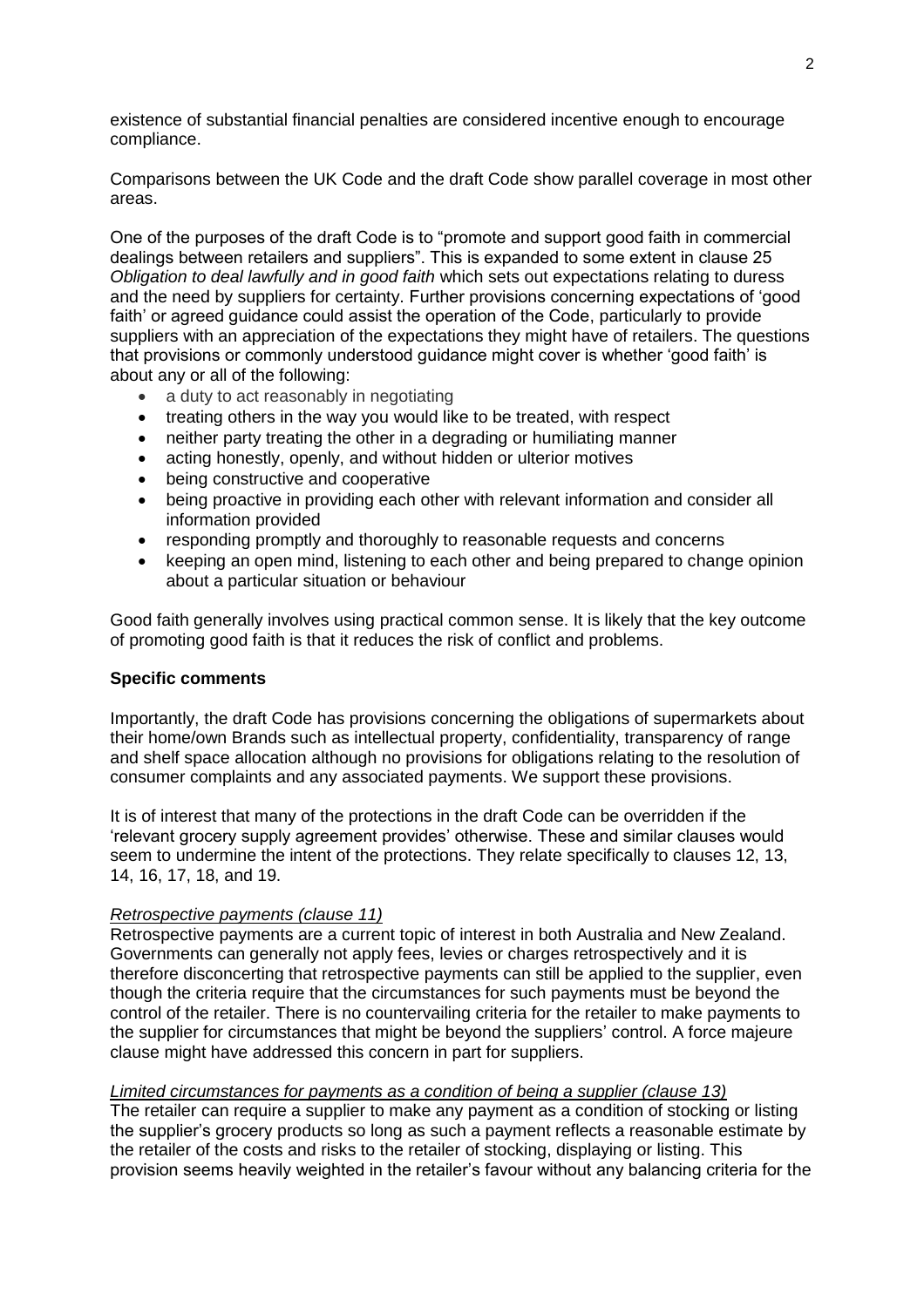existence of substantial financial penalties are considered incentive enough to encourage compliance.

Comparisons between the UK Code and the draft Code show parallel coverage in most other areas.

One of the purposes of the draft Code is to "promote and support good faith in commercial dealings between retailers and suppliers". This is expanded to some extent in clause 25 *Obligation to deal lawfully and in good faith* which sets out expectations relating to duress and the need by suppliers for certainty. Further provisions concerning expectations of 'good faith' or agreed guidance could assist the operation of the Code, particularly to provide suppliers with an appreciation of the expectations they might have of retailers. The questions that provisions or commonly understood guidance might cover is whether 'good faith' is about any or all of the following:

- a duty to act reasonably in negotiating
- treating others in the way you would like to be treated, with respect
- neither party treating the other in a degrading or humiliating manner
- acting honestly, openly, and without hidden or ulterior motives
- being constructive and cooperative
- being proactive in providing each other with relevant information and consider all information provided
- responding promptly and thoroughly to reasonable requests and concerns
- keeping an open mind, listening to each other and being prepared to change opinion about a particular situation or behaviour

Good faith generally involves using practical common sense. It is likely that the key outcome of promoting good faith is that it reduces the risk of conflict and problems.

**Specific comments**

Importantly, the draft Code has provisions concerning the obligations of supermarkets about their home/own Brands such as intellectual property, confidentiality, transparency of range and shelf space allocation although no provisions for obligations relating to the resolution of consumer complaints and any associated payments. We support these provisions.

It is of interest that many of the protections in the draft Code can be overridden if the 'relevant grocery supply agreement provides' otherwise. These and similar clauses would seem to undermine the intent of the protections. They relate specifically to clauses 12, 13, 14, 16, 17, 18, and 19.

*Retrospective payments (clause 11)*

Retrospective payments are a current topic of interest in both Australia and New Zealand. Governments can generally not apply fees, levies or charges retrospectively and it is therefore disconcerting that retrospective payments can still be applied to the supplier, even though the criteria require that the circumstances for such payments must be beyond the control of the retailer. There is no countervailing criteria for the retailer to make payments to the supplier for circumstances that might be beyond the suppliers' control. A force majeure clause might have addressed this concern in part for suppliers.

*Limited circumstances for payments as a condition of being a supplier (clause 13)*

The retailer can require a supplier to make any payment as a condition of stocking or listing the supplier's grocery products so long as such a payment reflects a reasonable estimate by the retailer of the costs and risks to the retailer of stocking, displaying or listing. This provision seems heavily weighted in the retailer's favour without any balancing criteria for the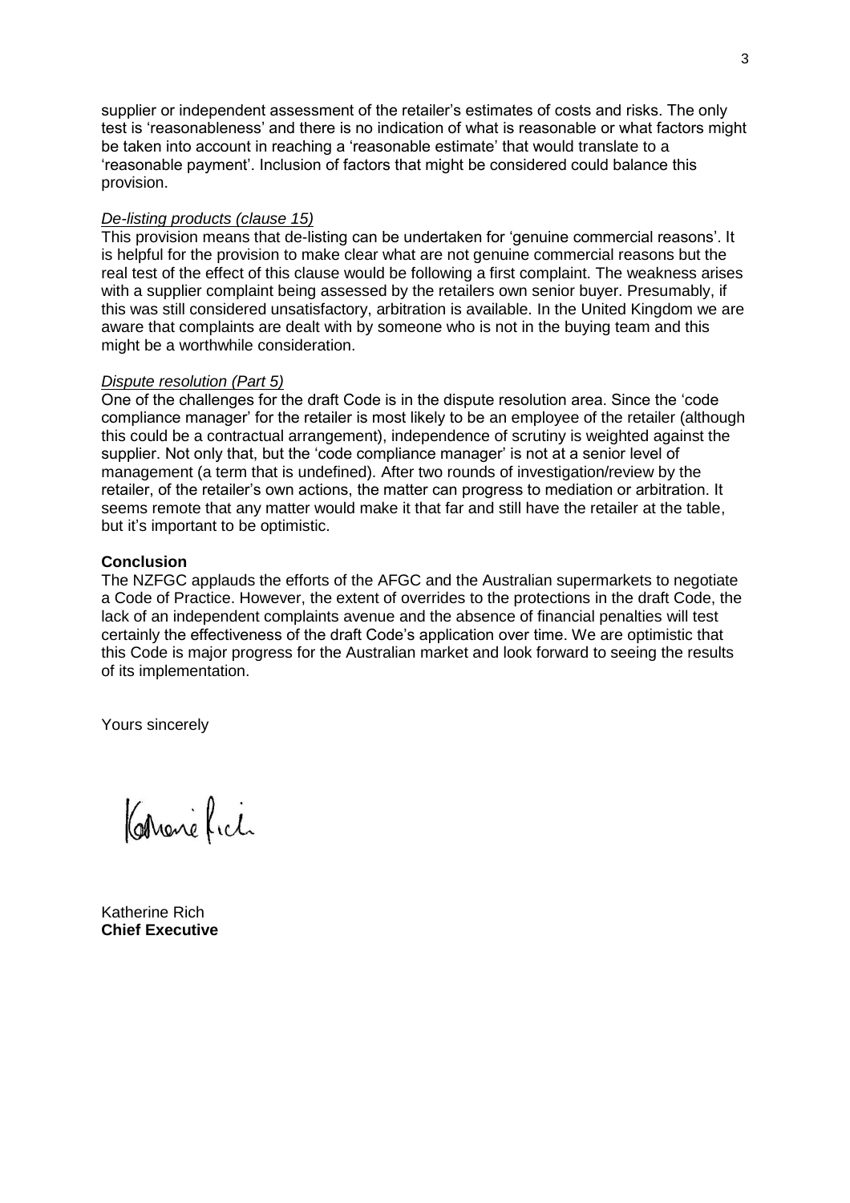supplier or independent assessment of the retailer's estimates of costs and risks. The only test is 'reasonableness' and there is no indication of what is reasonable or what factors might be taken into account in reaching a 'reasonable estimate' that would translate to a 'reasonable payment'. Inclusion of factors that might be considered could balance this provision.

*De-listing products (clause 15)*

This provision means that de-listing can be undertaken for 'genuine commercial reasons'. It is helpful for the provision to make clear what are not genuine commercial reasons but the real test of the effect of this clause would be following a first complaint. The weakness arises with a supplier complaint being assessed by the retailers own senior buyer. Presumably, if this was still considered unsatisfactory, arbitration is available. In the United Kingdom we are aware that complaints are dealt with by someone who is not in the buying team and this might be a worthwhile consideration.

*Dispute resolution (Part 5)*

One of the challenges for the draft Code is in the dispute resolution area. Since the 'code compliance manager' for the retailer is most likely to be an employee of the retailer (although this could be a contractual arrangement), independence of scrutiny is weighted against the supplier. Not only that, but the 'code compliance manager' is not at a senior level of management (a term that is undefined). After two rounds of investigation/review by the retailer, of the retailer's own actions, the matter can progress to mediation or arbitration. It seems remote that any matter would make it that far and still have the retailer at the table, but it's important to be optimistic.

**Conclusion**

The NZFGC applauds the efforts of the AFGC and the Australian supermarkets to negotiate a Code of Practice. However, the extent of overrides to the protections in the draft Code, the lack of an independent complaints avenue and the absence of financial penalties will test certainly the effectiveness of the draft Code's application over time. We are optimistic that this Code is major progress for the Australian market and look forward to seeing the results of its implementation.

Yours sincerely

Katherine Rich
**Chief Executive**